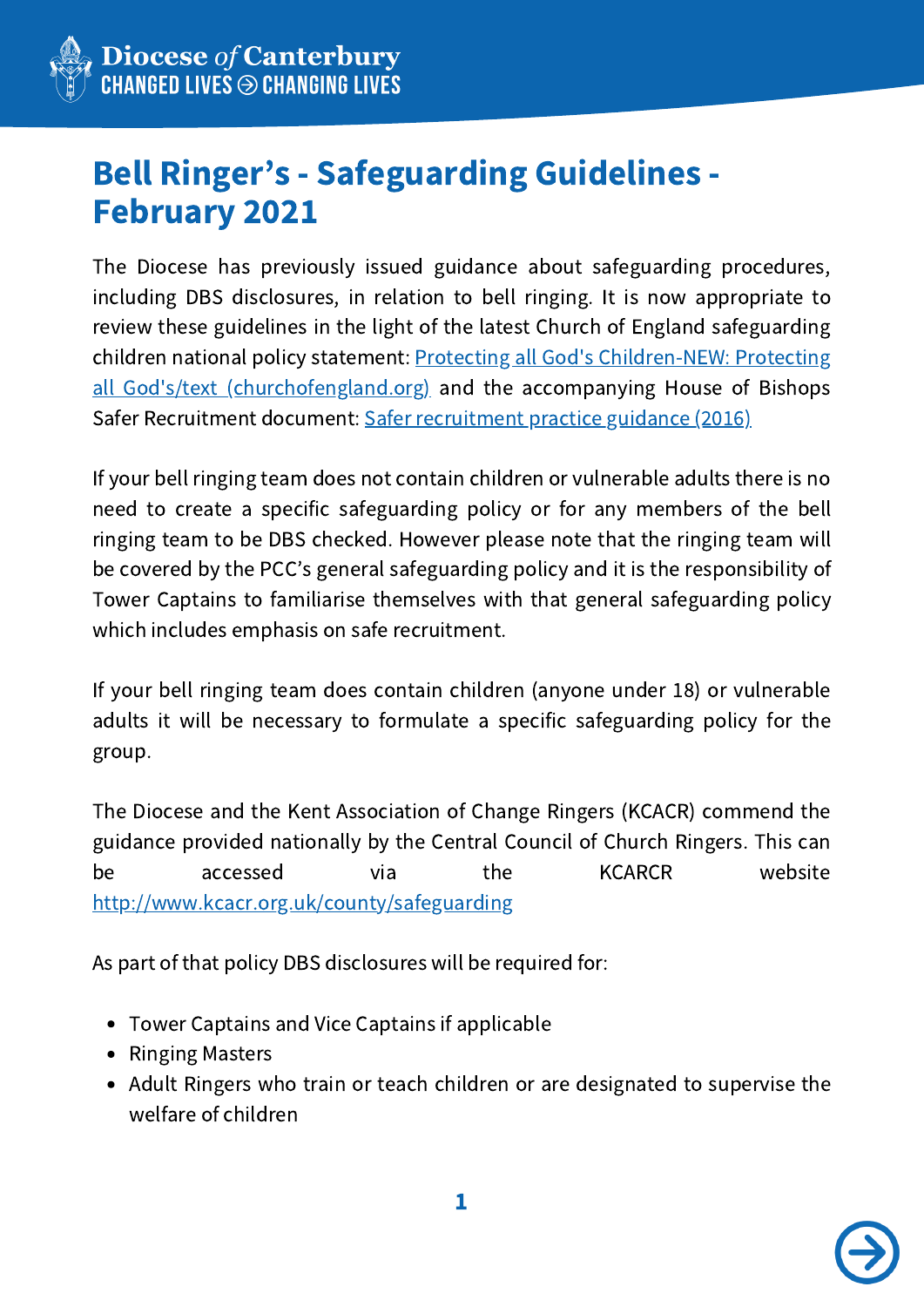# Bell Ringer's - Safeguarding Guidelines - February 2021

The Diocese has previously issued guidance about safeguarding procedures, including DBS disclosures, in relation to bell ringing. It is now appropriate to review these guidelines in the light of the latest Church of England safeguarding children national policy statement: [Protecting all God's Children-NEW: Protecting all God's/text (churchofengland.org)](churchofengland.org) and the accompanying House of Bishops Safer Recruitment document: [Safer recruitment practice guidance (2016)]()

If your bell ringing team does not contain children or vulnerable adults there is no need to create a specific safeguarding policy or for any members of the bell ringing team to be DBS checked. However please note that the ringing team will be covered by the PCC's general safeguarding policy and it is the responsibility of Tower Captains to familiarise themselves with that general safeguarding policy which includes emphasis on safe recruitment.

If your bell ringing team does contain children (anyone under 18) or vulnerable adults it will be necessary to formulate a specific safeguarding policy for the group.

The Diocese and the Kent Association of Change Ringers (KCACR) commend the guidance provided nationally by the Central Council of Church Ringers. This can be accessed via the KCARCR website [http://www.kcacr.org.uk/county/safeguarding](http://www.kcacr.org.uk/county/safeguarding)

As part of that policy DBS disclosures will be required for:

- Tower Captains and Vice Captains if applicable
- Ringing Masters
- Adult Ringers who train or teach children or are designated to supervise the welfare of children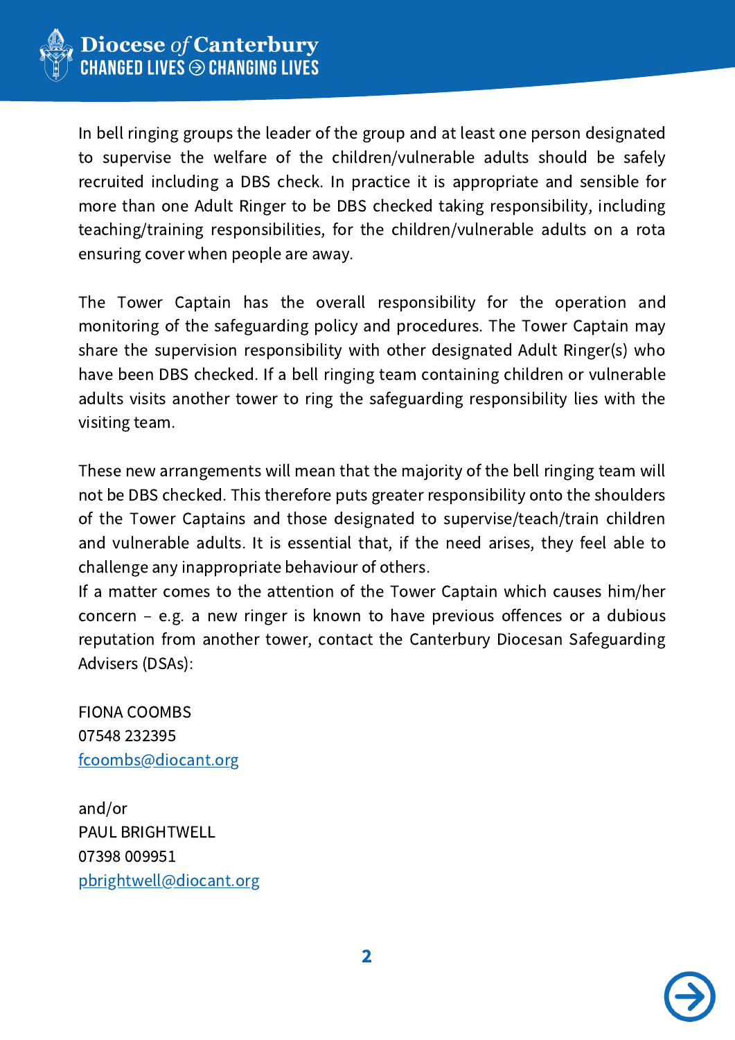In bell ringing groups the leader of the group and at least one person designated to supervise the welfare of the children/vulnerable adults should be safely recruited including a DBS check. In practice it is appropriate and sensible for more than one Adult Ringer to be DBS checked taking responsibility, including teaching/training responsibilities, for the children/vulnerable adults on a rota ensuring cover when people are away.

The Tower Captain has the overall responsibility for the operation and monitoring of the safeguarding policy and procedures. The Tower Captain may share the supervision responsibility with other designated Adult Ringer(s) who have been DBS checked. If a bell ringing team containing children or vulnerable adults visits another tower to ring the safeguarding responsibility lies with the visiting team.

These new arrangements will mean that the majority of the bell ringing team will not be DBS checked. This therefore puts greater responsibility onto the shoulders of the Tower Captains and those designated to supervise/teach/train children and vulnerable adults. It is essential that, if the need arises, they feel able to challenge any inappropriate behaviour of others.

If a matter comes to the attention of the Tower Captain which causes him/her concern – e.g. a new ringer is known to have previous offences or a dubious reputation from another tower, contact the Canterbury Diocesan Safeguarding Advisers (DSAs):

FIONA COOMBS
07548 232395
fcoombs@diocant.org

and/or
PAUL BRIGHTWELL
07398 009951
pbrightwell@diocant.org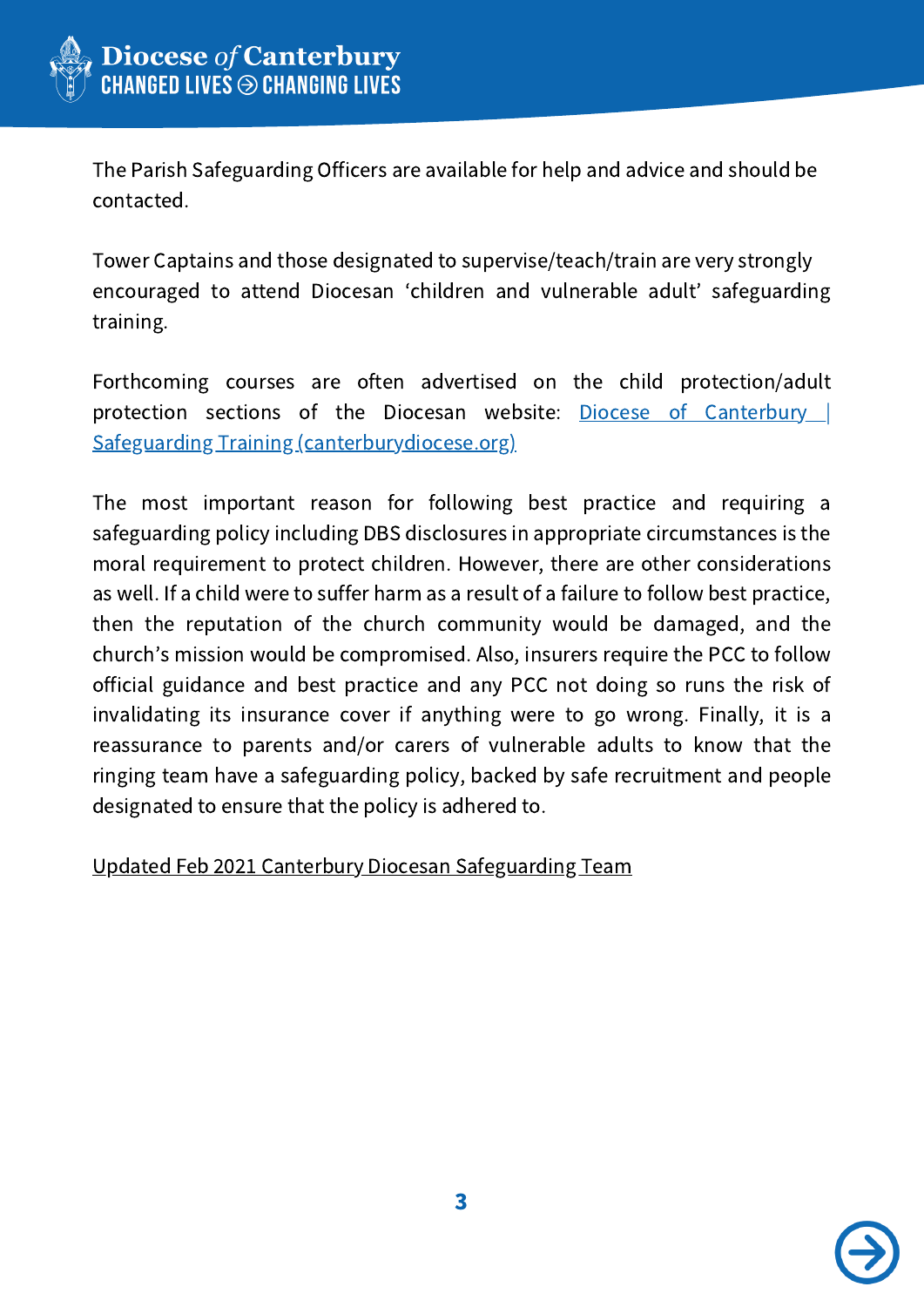The Parish Safeguarding Officers are available for help and advice and should be contacted.

Tower Captains and those designated to supervise/teach/train are very strongly encouraged to attend Diocesan 'children and vulnerable adult' safeguarding training.

Forthcoming courses are often advertised on the child protection/adult protection sections of the Diocesan website: Diocese of Canterbury | Safeguarding Training (canterburydiocese.org)

The most important reason for following best practice and requiring a safeguarding policy including DBS disclosures in appropriate circumstances is the moral requirement to protect children. However, there are other considerations as well. If a child were to suffer harm as a result of a failure to follow best practice, then the reputation of the church community would be damaged, and the church's mission would be compromised. Also, insurers require the PCC to follow official guidance and best practice and any PCC not doing so runs the risk of invalidating its insurance cover if anything were to go wrong. Finally, it is a reassurance to parents and/or carers of vulnerable adults to know that the ringing team have a safeguarding policy, backed by safe recruitment and people designated to ensure that the policy is adhered to.

Updated Feb 2021 Canterbury Diocesan Safeguarding Team